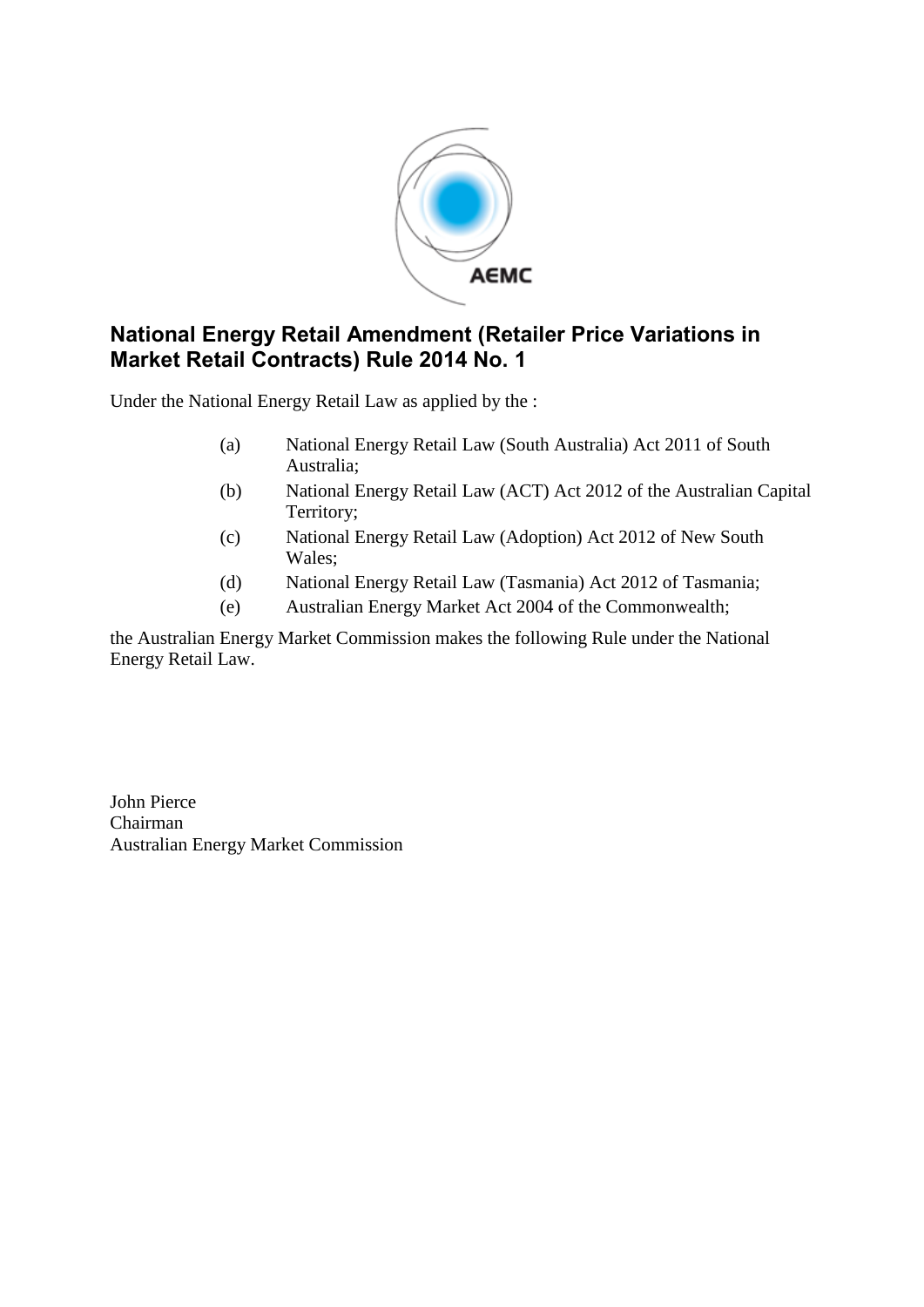# National Energy Retail Amendment (Retailer Price Variations in Market Retail Contracts) Rule 2014 No. 1

Under the National Energy Retail Law as applied by the :

(a) National Energy Retail Law (South Australia) Act 2011 of South Australia;

(b) National Energy Retail Law (ACT) Act 2012 of the Australian Capital Territory;

(c) National Energy Retail Law (Adoption) Act 2012 of New South Wales;

(d) National Energy Retail Law (Tasmania) Act 2012 of Tasmania;

(e) Australian Energy Market Act 2004 of the Commonwealth;

the Australian Energy Market Commission makes the following Rule under the National Energy Retail Law.

John Pierce
Chairman
Australian Energy Market Commission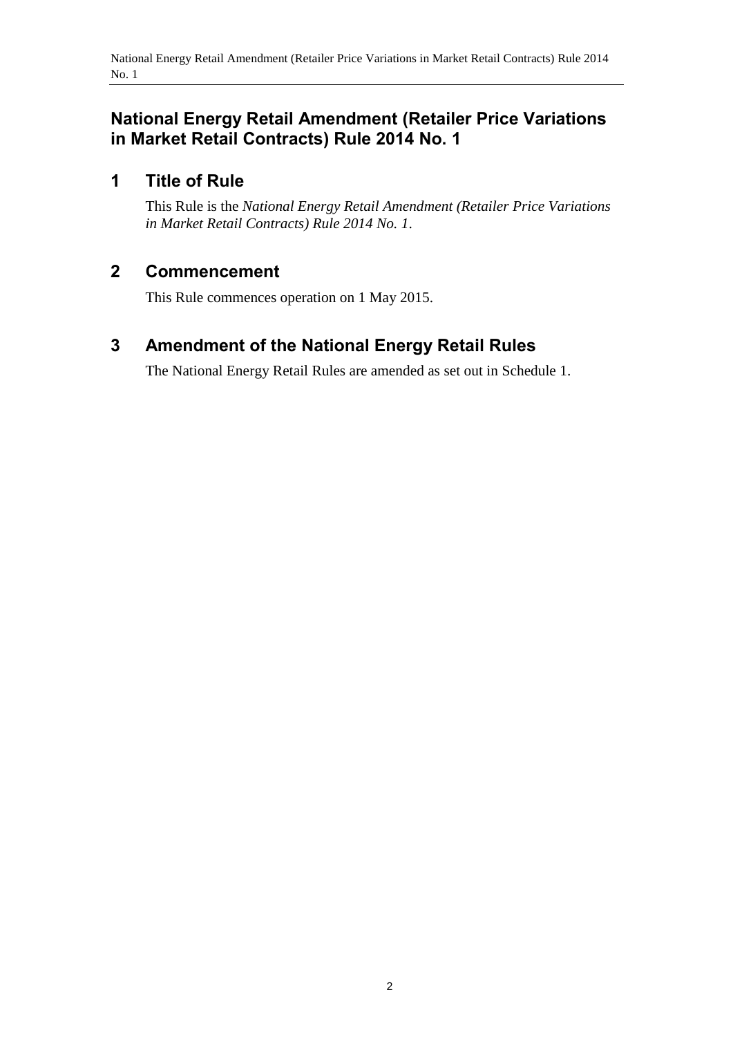# National Energy Retail Amendment (Retailer Price Variations in Market Retail Contracts) Rule 2014 No. 1

## 1 Title of Rule

This Rule is the *National Energy Retail Amendment (Retailer Price Variations in Market Retail Contracts) Rule 2014 No. 1*.

## 2 Commencement

This Rule commences operation on 1 May 2015.

## 3 Amendment of the National Energy Retail Rules

The National Energy Retail Rules are amended as set out in Schedule 1.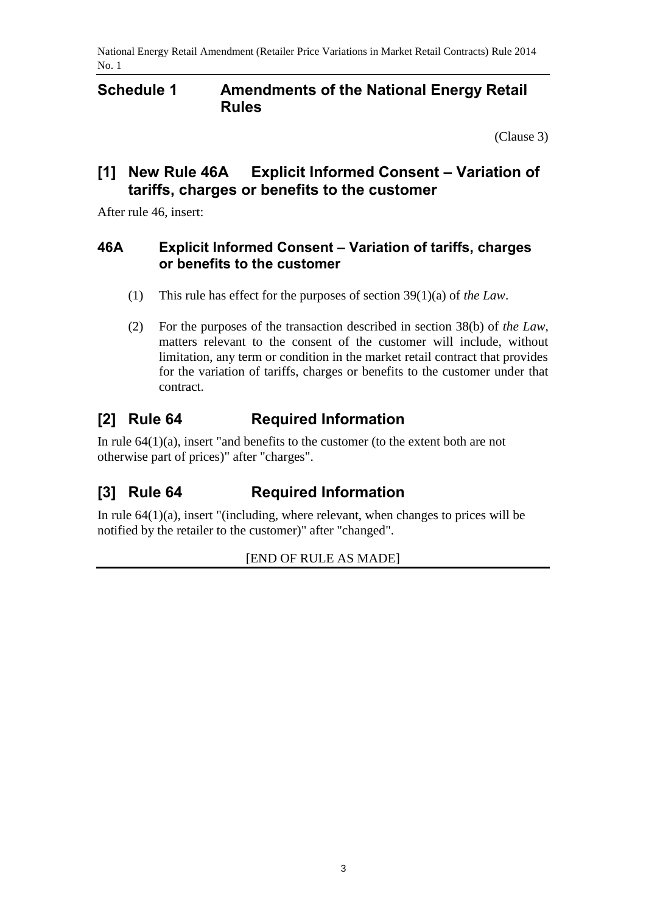## Schedule 1 Amendments of the National Energy Retail Rules

(Clause 3)

## [1] New Rule 46A Explicit Informed Consent – Variation of tariffs, charges or benefits to the customer

After rule 46, insert:

### 46A Explicit Informed Consent – Variation of tariffs, charges or benefits to the customer

(1) This rule has effect for the purposes of section 39(1)(a) of *the Law*.

(2) For the purposes of the transaction described in section 38(b) of *the Law*, matters relevant to the consent of the customer will include, without limitation, any term or condition in the market retail contract that provides for the variation of tariffs, charges or benefits to the customer under that contract.

## [2] Rule 64 Required Information

In rule 64(1)(a), insert "and benefits to the customer (to the extent both are not otherwise part of prices)" after "charges".

## [3] Rule 64 Required Information

In rule 64(1)(a), insert "(including, where relevant, when changes to prices will be notified by the retailer to the customer)" after "changed".

[END OF RULE AS MADE]